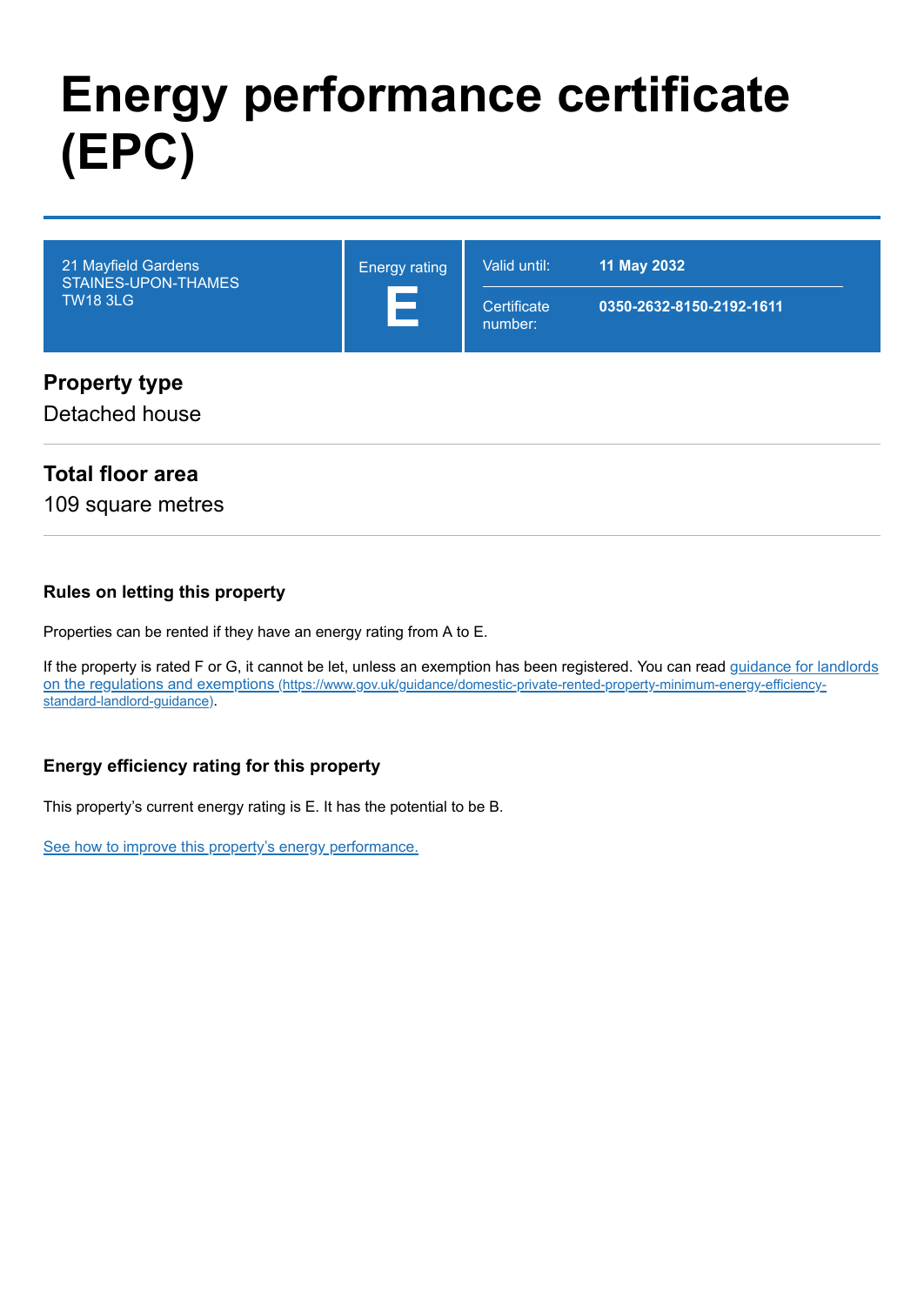# Energy performance certificate (EPC)

| 21 Mayfield Gardens<br>STAINES-UPON-THAMES<br>TW18 3LG | Energy rating<br>**E** | Valid until: | **11 May 2032** |
| --- | --- | --- | --- |
| | | Certificate number: | **0350-2632-8150-2192-1611** |

## Property type

Detached house

## Total floor area

109 square metres

### Rules on letting this property

Properties can be rented if they have an energy rating from A to E.

If the property is rated F or G, it cannot be let, unless an exemption has been registered. You can read guidance for landlords on the regulations and exemptions (https://www.gov.uk/guidance/domestic-private-rented-property-minimum-energy-efficiency-standard-landlord-guidance).

### Energy efficiency rating for this property

This property's current energy rating is E. It has the potential to be B.

See how to improve this property's energy performance.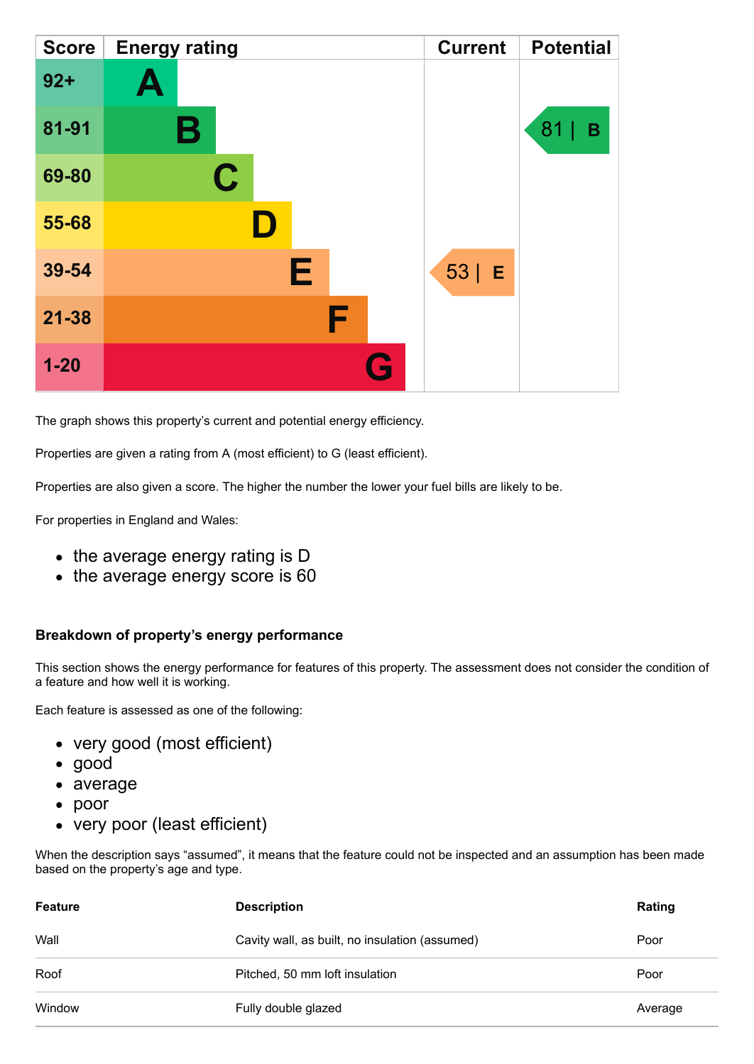| Score | Energy rating | Current | Potential |
|---|---|---|---|
| 92+ | A | | |
| 81-91 | B | | 81 \| B |
| 69-80 | C | | |
| 55-68 | D | | |
| 39-54 | E | 53 \| E | |
| 21-38 | F | | |
| 1-20 | G | | |

The graph shows this property's current and potential energy efficiency.

Properties are given a rating from A (most efficient) to G (least efficient).

Properties are also given a score. The higher the number the lower your fuel bills are likely to be.

For properties in England and Wales:

- the average energy rating is D
- the average energy score is 60

### Breakdown of property's energy performance

This section shows the energy performance for features of this property. The assessment does not consider the condition of a feature and how well it is working.

Each feature is assessed as one of the following:

- very good (most efficient)
- good
- average
- poor
- very poor (least efficient)

When the description says "assumed", it means that the feature could not be inspected and an assumption has been made based on the property's age and type.

| Feature | Description | Rating |
|---|---|---|
| Wall | Cavity wall, as built, no insulation (assumed) | Poor |
| Roof | Pitched, 50 mm loft insulation | Poor |
| Window | Fully double glazed | Average |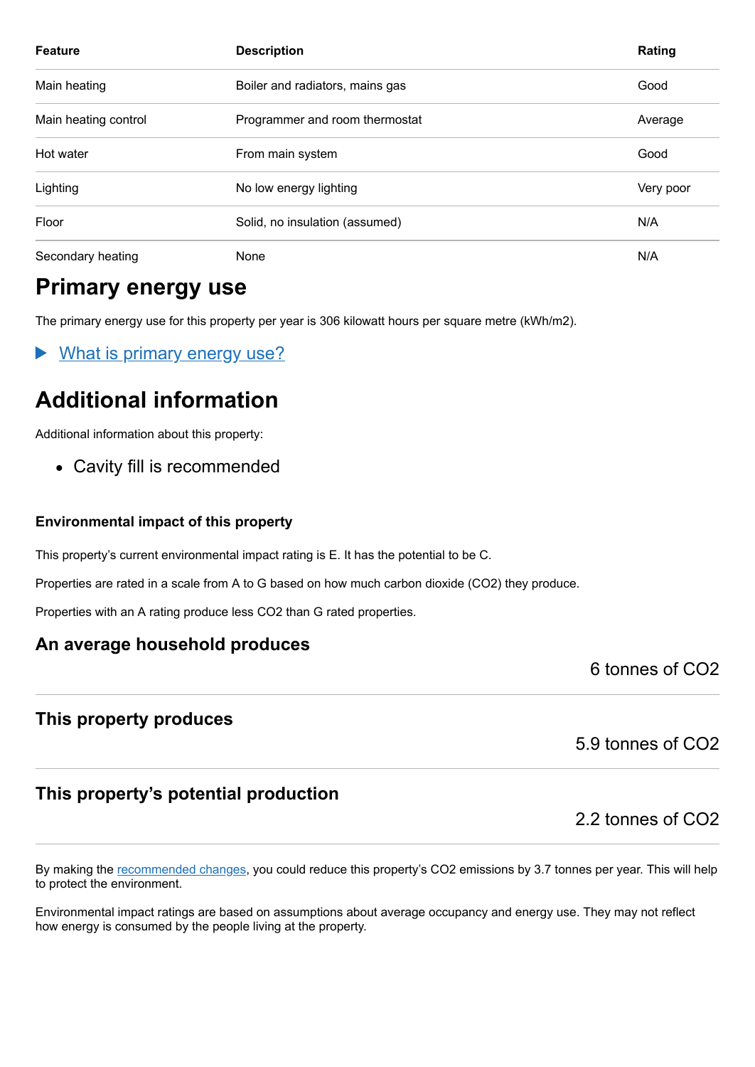| Feature | Description | Rating |
| --- | --- | --- |
| Main heating | Boiler and radiators, mains gas | Good |
| Main heating control | Programmer and room thermostat | Average |
| Hot water | From main system | Good |
| Lighting | No low energy lighting | Very poor |
| Floor | Solid, no insulation (assumed) | N/A |
| Secondary heating | None | N/A |

## Primary energy use

The primary energy use for this property per year is 306 kilowatt hours per square metre (kWh/m2).

▶ What is primary energy use?

## Additional information

Additional information about this property:

- Cavity fill is recommended

### Environmental impact of this property

This property’s current environmental impact rating is E. It has the potential to be C.

Properties are rated in a scale from A to G based on how much carbon dioxide ($CO_2$) they produce.

Properties with an A rating produce less $CO_2$ than G rated properties.

### An average household produces

6 tonnes of $CO_2$

### This property produces

5.9 tonnes of $CO_2$

### This property’s potential production

2.2 tonnes of $CO_2$

By making the recommended changes, you could reduce this property’s $CO_2$ emissions by 3.7 tonnes per year. This will help to protect the environment.

Environmental impact ratings are based on assumptions about average occupancy and energy use. They may not reflect how energy is consumed by the people living at the property.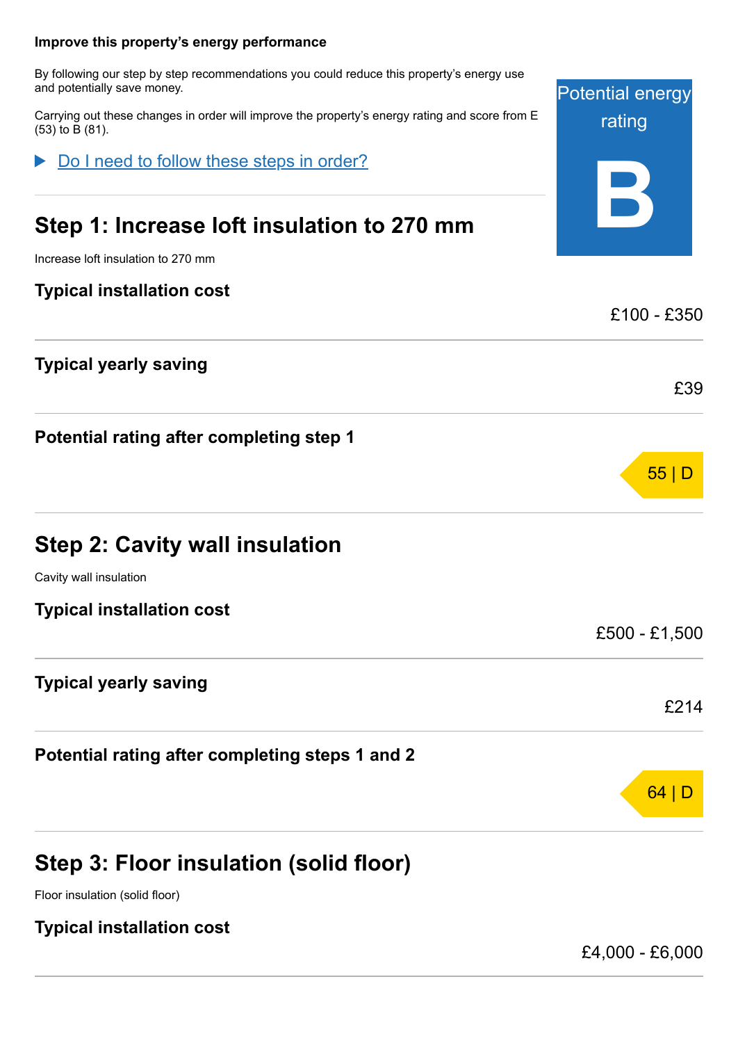**Improve this property's energy performance**

By following our step by step recommendations you could reduce this property's energy use and potentially save money.

Carrying out these changes in order will improve the property's energy rating and score from E (53) to B (81).

Potential energy rating

**B**

▶ Do I need to follow these steps in order?

## Step 1: Increase loft insulation to 270 mm

Increase loft insulation to 270 mm

**Typical installation cost**

£100 - £350

**Typical yearly saving**

£39

**Potential rating after completing step 1**

55 | D

## Step 2: Cavity wall insulation

Cavity wall insulation

**Typical installation cost**

£500 - £1,500

**Typical yearly saving**

£214

**Potential rating after completing steps 1 and 2**

64 | D

## Step 3: Floor insulation (solid floor)

Floor insulation (solid floor)

**Typical installation cost**

£4,000 - £6,000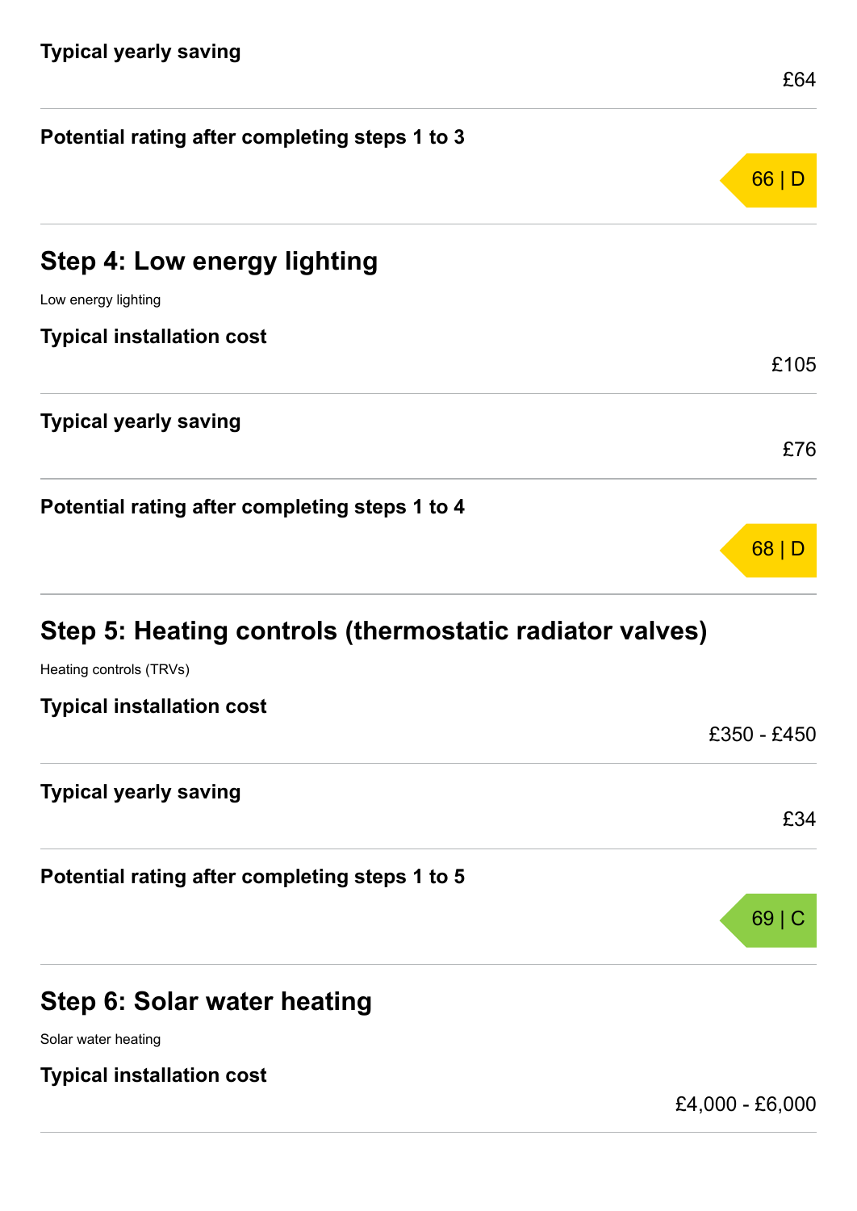**Typical yearly saving**

£64

**Potential rating after completing steps 1 to 3**

66 | D

## Step 4: Low energy lighting

Low energy lighting

**Typical installation cost**

£105

**Typical yearly saving**

£76

**Potential rating after completing steps 1 to 4**

68 | D

## Step 5: Heating controls (thermostatic radiator valves)

Heating controls (TRVs)

**Typical installation cost**

£350 - £450

**Typical yearly saving**

£34

**Potential rating after completing steps 1 to 5**

69 | C

## Step 6: Solar water heating

Solar water heating

**Typical installation cost**

£4,000 - £6,000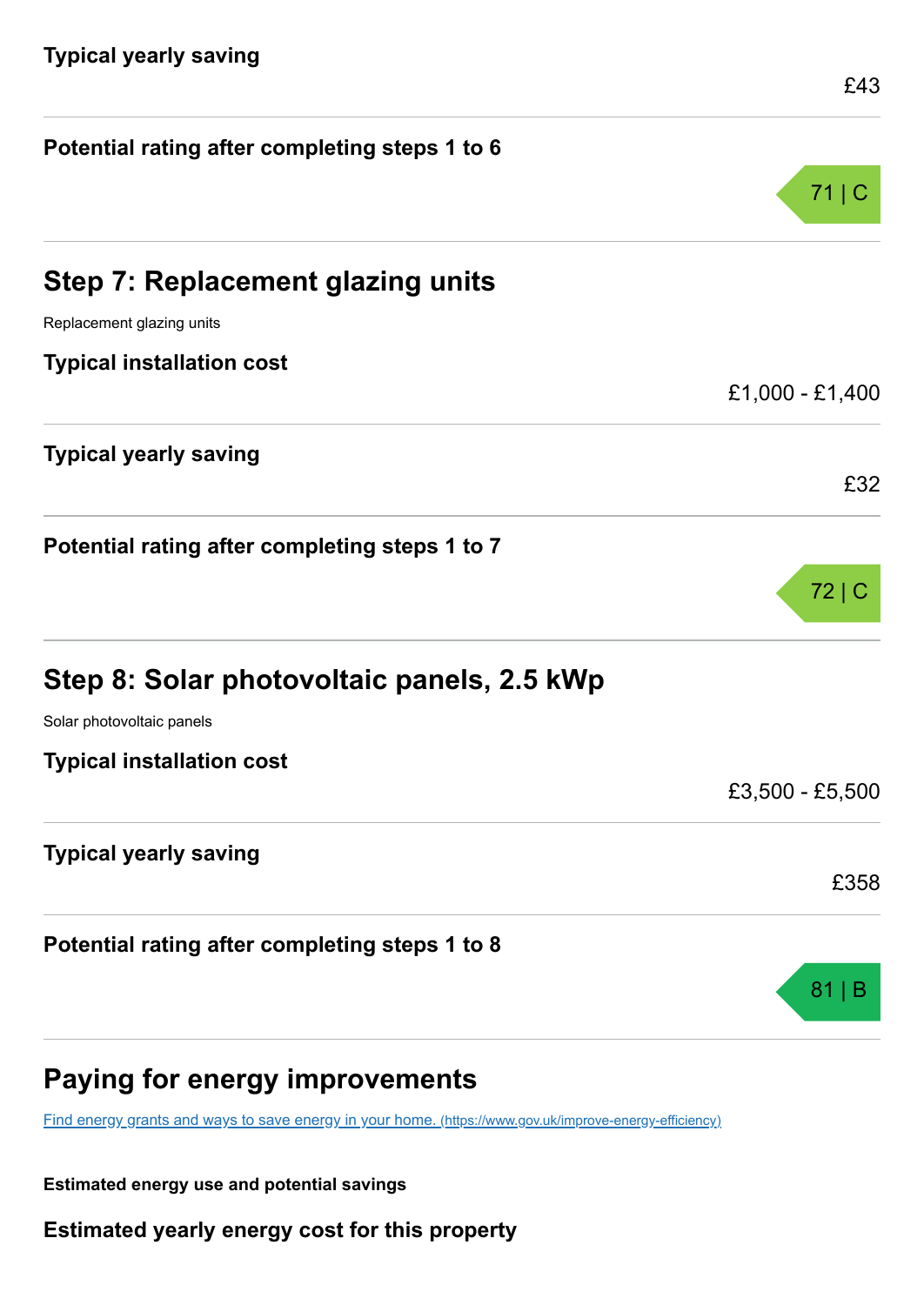**Typical yearly saving**

£43

**Potential rating after completing steps 1 to 6**

71 | C

## Step 7: Replacement glazing units

Replacement glazing units

**Typical installation cost**

£1,000 - £1,400

**Typical yearly saving**

£32

**Potential rating after completing steps 1 to 7**

72 | C

## Step 8: Solar photovoltaic panels, 2.5 kWp

Solar photovoltaic panels

**Typical installation cost**

£3,500 - £5,500

**Typical yearly saving**

£358

**Potential rating after completing steps 1 to 8**

81 | B

## Paying for energy improvements

[Find energy grants and ways to save energy in your home. (https://www.gov.uk/improve-energy-efficiency)](https://www.gov.uk/improve-energy-efficiency)

**Estimated energy use and potential savings**

**Estimated yearly energy cost for this property**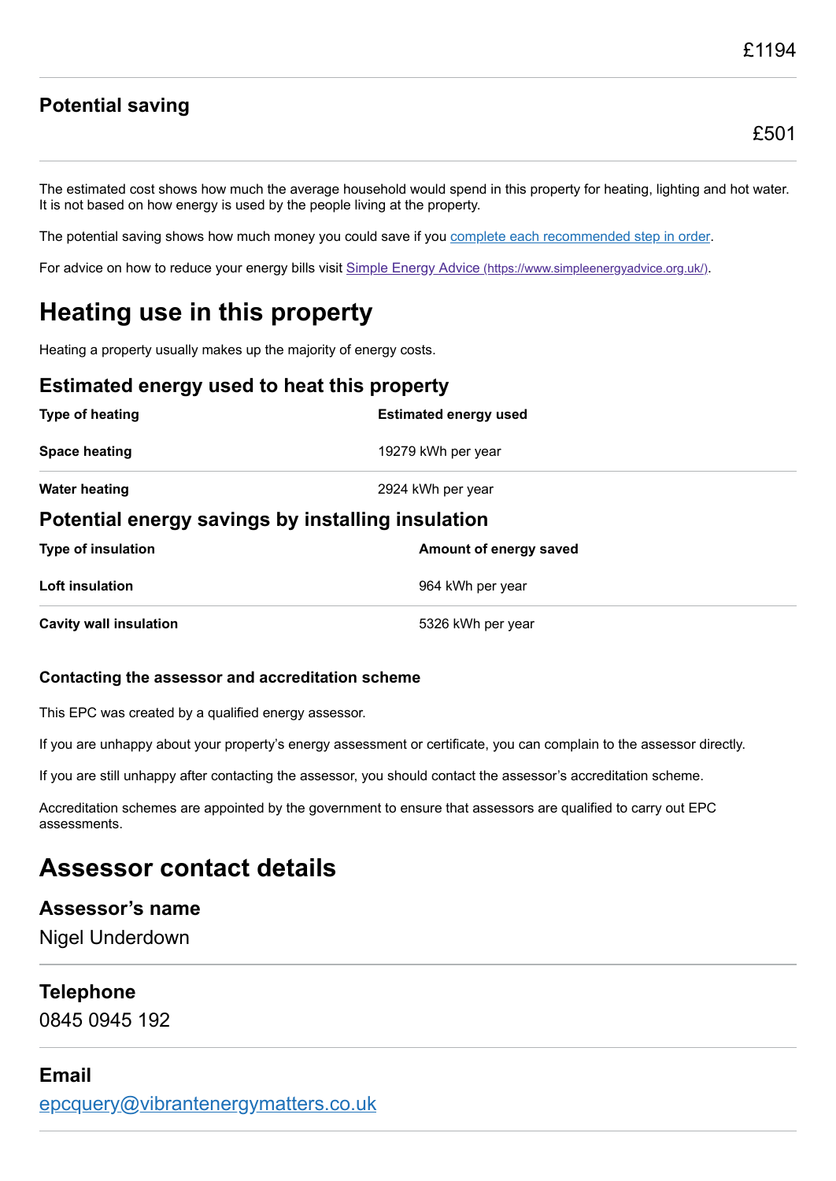£1194

### Potential saving

£501

The estimated cost shows how much the average household would spend in this property for heating, lighting and hot water. It is not based on how energy is used by the people living at the property.

The potential saving shows how much money you could save if you [complete each recommended step in order](#).

For advice on how to reduce your energy bills visit [Simple Energy Advice (https://www.simpleenergyadvice.org.uk/)](https://www.simpleenergyadvice.org.uk/).

# Heating use in this property

Heating a property usually makes up the majority of energy costs.

### Estimated energy used to heat this property

| Type of heating | Estimated energy used |
| --- | --- |
| **Space heating** | 19279 kWh per year |
| **Water heating** | 2924 kWh per year |

### Potential energy savings by installing insulation

| Type of insulation | Amount of energy saved |
| --- | --- |
| **Loft insulation** | 964 kWh per year |
| **Cavity wall insulation** | 5326 kWh per year |

#### Contacting the assessor and accreditation scheme

This EPC was created by a qualified energy assessor.

If you are unhappy about your property's energy assessment or certificate, you can complain to the assessor directly.

If you are still unhappy after contacting the assessor, you should contact the assessor's accreditation scheme.

Accreditation schemes are appointed by the government to ensure that assessors are qualified to carry out EPC assessments.

# Assessor contact details

### Assessor's name

Nigel Underdown

### Telephone

0845 0945 192

### Email

[epcquery@vibrantenergymatters.co.uk](mailto:epcquery@vibrantenergymatters.co.uk)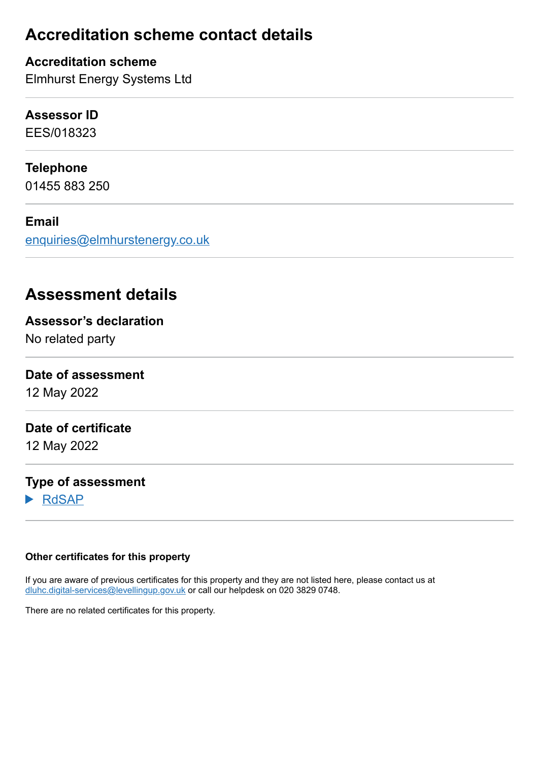## Accreditation scheme contact details

**Accreditation scheme**
Elmhurst Energy Systems Ltd

**Assessor ID**
EES/018323

**Telephone**
01455 883 250

**Email**
enquiries@elmhurstenergy.co.uk

## Assessment details

**Assessor's declaration**
No related party

**Date of assessment**
12 May 2022

**Date of certificate**
12 May 2022

**Type of assessment**
▶ RdSAP

**Other certificates for this property**

If you are aware of previous certificates for this property and they are not listed here, please contact us at dluhc.digital-services@levellingup.gov.uk or call our helpdesk on 020 3829 0748.

There are no related certificates for this property.